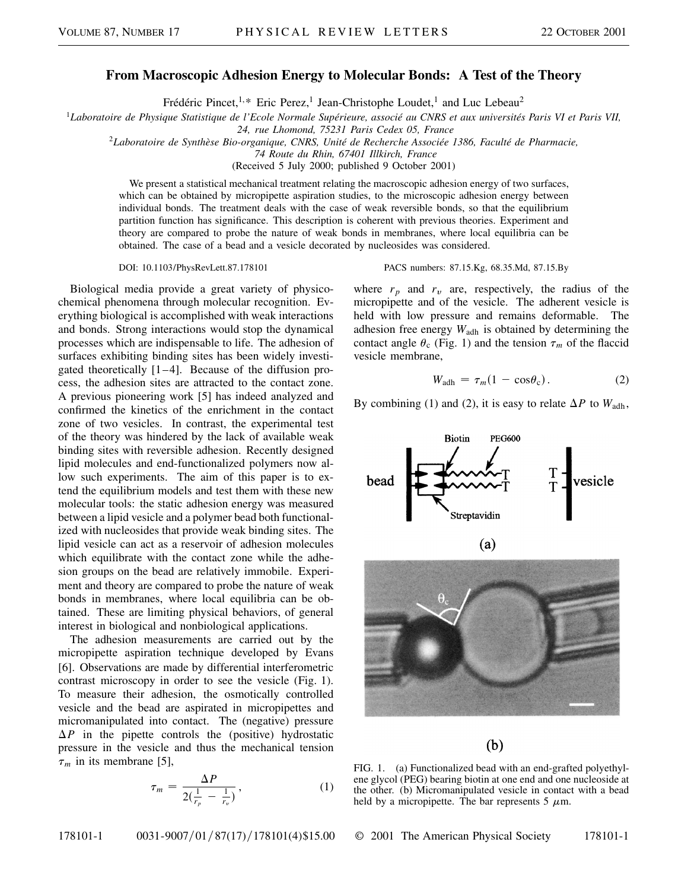# From Macroscopic Adhesion Energy to Molecular Bonds: A Test of the Theory

Frédéric Pincet,[1,*] Eric Perez,[1] Jean-Christophe Loudet,[1] and Luc Lebeau[2]

[1]Laboratoire de Physique Statistique de l'Ecole Normale Supérieure, associé au CNRS et aux universités Paris VI et Paris VII, 24, rue Lhomond, 75231 Paris Cedex 05, France

[2]Laboratoire de Synthèse Bio-organique, CNRS, Unité de Recherche Associée 1386, Faculté de Pharmacie, 74 Route du Rhin, 67401 Illkirch, France

(Received 5 July 2000; published 9 October 2001)

We present a statistical mechanical treatment relating the macroscopic adhesion energy of two surfaces, which can be obtained by micropipette aspiration studies, to the microscopic adhesion energy between individual bonds. The treatment deals with the case of weak reversible bonds, so that the equilibrium partition function has significance. This description is coherent with previous theories. Experiment and theory are compared to probe the nature of weak bonds in membranes, where local equilibria can be obtained. The case of a bead and a vesicle decorated by nucleosides was considered.

DOI: 10.1103/PhysRevLett.87.178101 PACS numbers: 87.15.Kg, 68.35.Md, 87.15.By

Biological media provide a great variety of physicochemical phenomena through molecular recognition. Everything biological is accomplished with weak interactions and bonds. Strong interactions would stop the dynamical processes which are indispensable to life. The adhesion of surfaces exhibiting binding sites has been widely investigated theoretically [1–4]. Because of the diffusion process, the adhesion sites are attracted to the contact zone. A previous pioneering work [5] has indeed analyzed and confirmed the kinetics of the enrichment in the contact zone of two vesicles. In contrast, the experimental test of the theory was hindered by the lack of available weak binding sites with reversible adhesion. Recently designed lipid molecules and end-functionalized polymers now allow such experiments. The aim of this paper is to extend the equilibrium models and test them with these new molecular tools: the static adhesion energy was measured between a lipid vesicle and a polymer bead both functionalized with nucleosides that provide weak binding sites. The lipid vesicle can act as a reservoir of adhesion molecules which equilibrate with the contact zone while the adhesion groups on the bead are relatively immobile. Experiment and theory are compared to probe the nature of weak bonds in membranes, where local equilibria can be obtained. These are limiting physical behaviors, of general interest in biological and nonbiological applications.

The adhesion measurements are carried out by the micropipette aspiration technique developed by Evans [6]. Observations are made by differential interferometric contrast microscopy in order to see the vesicle (Fig. 1). To measure their adhesion, the osmotically controlled vesicle and the bead are aspirated in micropipettes and micromanipulated into contact. The (negative) pressure $\Delta P$ in the pipette controls the (positive) hydrostatic pressure in the vesicle and thus the mechanical tension $\tau_m$ in its membrane [5],

$$\tau_m = \frac{\Delta P}{2(\frac{1}{r_p} - \frac{1}{r_v})}, \tag{1}$$

where $r_p$ and $r_v$ are, respectively, the radius of the micropipette and of the vesicle. The adherent vesicle is held with low pressure and remains deformable. The adhesion free energy $W_{\text{adh}}$ is obtained by determining the contact angle $\theta_c$ (Fig. 1) and the tension $\tau_m$ of the flaccid vesicle membrane,

$$W_{\text{adh}} = \tau_m(1 - \cos\theta_c). \tag{2}$$

By combining (1) and (2), it is easy to relate $\Delta P$ to $W_{\text{adh}}$,

FIG. 1. (a) Functionalized bead with an end-grafted polyethylene glycol (PEG) bearing biotin at one end and one nucleoside at the other. (b) Micromanipulated vesicle in contact with a bead held by a micropipette. The bar represents 5 $\mu$m.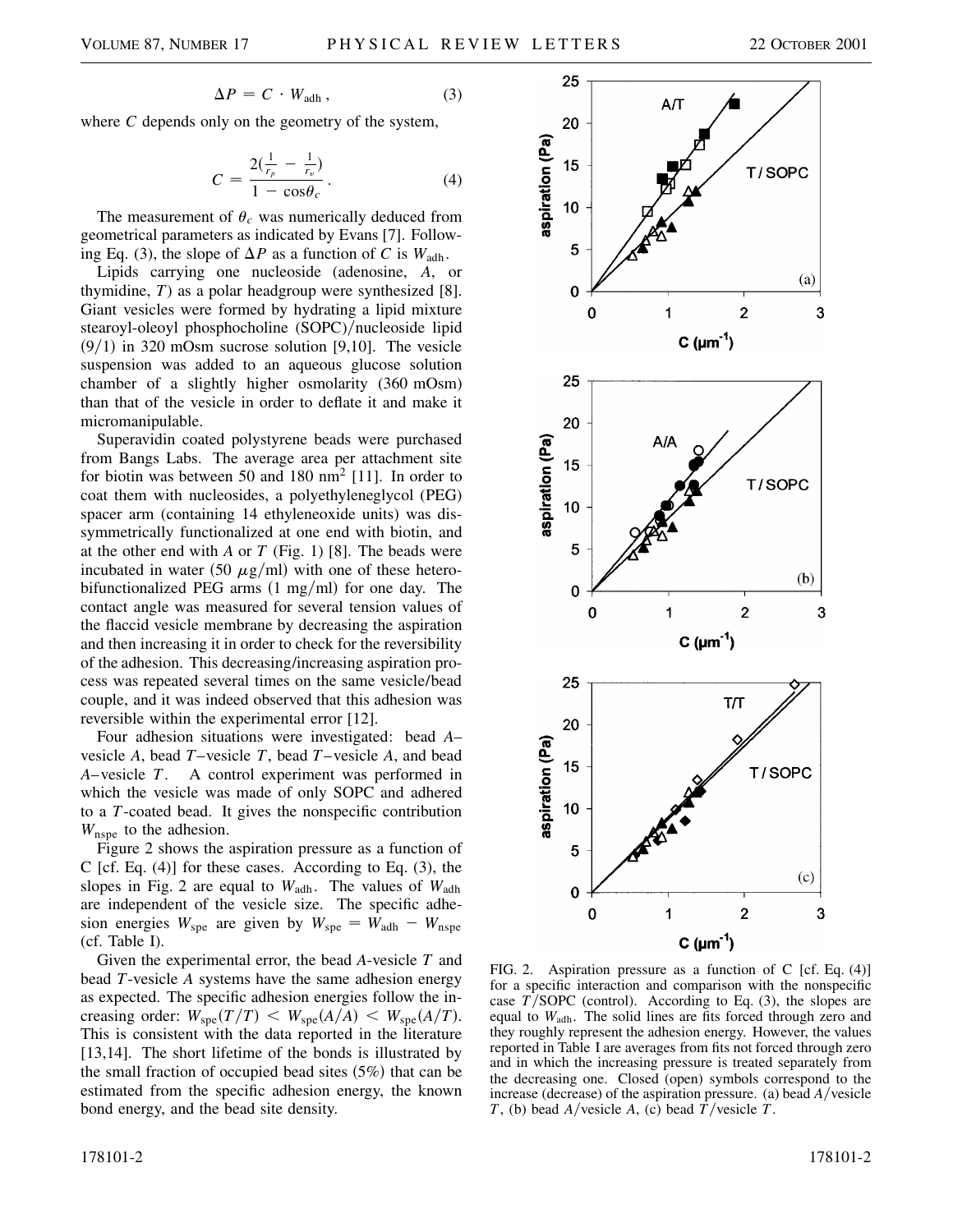$$\Delta P = C \cdot W_{\mathrm{adh}}, \tag{3}$$

where $C$ depends only on the geometry of the system,

$$C = \frac{2(\frac{1}{r_p} - \frac{1}{r_v})}{1 - \cos\theta_c}. \tag{4}$$

The measurement of $\theta_c$ was numerically deduced from geometrical parameters as indicated by Evans [7]. Following Eq. (3), the slope of $\Delta P$ as a function of $C$ is $W_{\mathrm{adh}}$.

Lipids carrying one nucleoside (adenosine, $A$, or thymidine, $T$) as a polar headgroup were synthesized [8]. Giant vesicles were formed by hydrating a lipid mixture stearoyl-oleoyl phosphocholine (SOPC)/nucleoside lipid (9/1) in 320 mOsm sucrose solution [9,10]. The vesicle suspension was added to an aqueous glucose solution chamber of a slightly higher osmolarity (360 mOsm) than that of the vesicle in order to deflate it and make it micromanipulable.

Superavidin coated polystyrene beads were purchased from Bangs Labs. The average area per attachment site for biotin was between 50 and 180 $\mathrm{nm}^2$ [11]. In order to coat them with nucleosides, a polyethyleneglycol (PEG) spacer arm (containing 14 ethyleneoxide units) was dissymmetrically functionalized at one end with biotin, and at the other end with $A$ or $T$ (Fig. 1) [8]. The beads were incubated in water (50 $\mu$g/ml) with one of these heterobifunctionalized PEG arms (1 mg/ml) for one day. The contact angle was measured for several tension values of the flaccid vesicle membrane by decreasing the aspiration and then increasing it in order to check for the reversibility of the adhesion. This decreasing/increasing aspiration process was repeated several times on the same vesicle/bead couple, and it was indeed observed that this adhesion was reversible within the experimental error [12].

Four adhesion situations were investigated: bead $A$–vesicle $A$, bead $T$–vesicle $T$, bead $T$–vesicle $A$, and bead $A$–vesicle $T$. A control experiment was performed in which the vesicle was made of only SOPC and adhered to a $T$-coated bead. It gives the nonspecific contribution $W_{\mathrm{nspe}}$ to the adhesion.

Figure 2 shows the aspiration pressure as a function of C [cf. Eq. (4)] for these cases. According to Eq. (3), the slopes in Fig. 2 are equal to $W_{\mathrm{adh}}$. The values of $W_{\mathrm{adh}}$ are independent of the vesicle size. The specific adhesion energies $W_{\mathrm{spe}}$ are given by $W_{\mathrm{spe}} = W_{\mathrm{adh}} - W_{\mathrm{nspe}}$ (cf. Table I).

Given the experimental error, the bead $A$-vesicle $T$ and bead $T$-vesicle $A$ systems have the same adhesion energy as expected. The specific adhesion energies follow the increasing order: $W_{\mathrm{spe}}(T/T) < W_{\mathrm{spe}}(A/A) < W_{\mathrm{spe}}(A/T)$. This is consistent with the data reported in the literature [13,14]. The short lifetime of the bonds is illustrated by the small fraction of occupied bead sites (5%) that can be estimated from the specific adhesion energy, the known bond energy, and the bead site density.

FIG. 2. Aspiration pressure as a function of C [cf. Eq. (4)] for a specific interaction and comparison with the nonspecific case $T$/SOPC (control). According to Eq. (3), the slopes are equal to $W_{\mathrm{adh}}$. The solid lines are fits forced through zero and they roughly represent the adhesion energy. However, the values reported in Table I are averages from fits not forced through zero and in which the increasing pressure is treated separately from the decreasing one. Closed (open) symbols correspond to the increase (decrease) of the aspiration pressure. (a) bead $A$/vesicle $T$, (b) bead $A$/vesicle $A$, (c) bead $T$/vesicle $T$.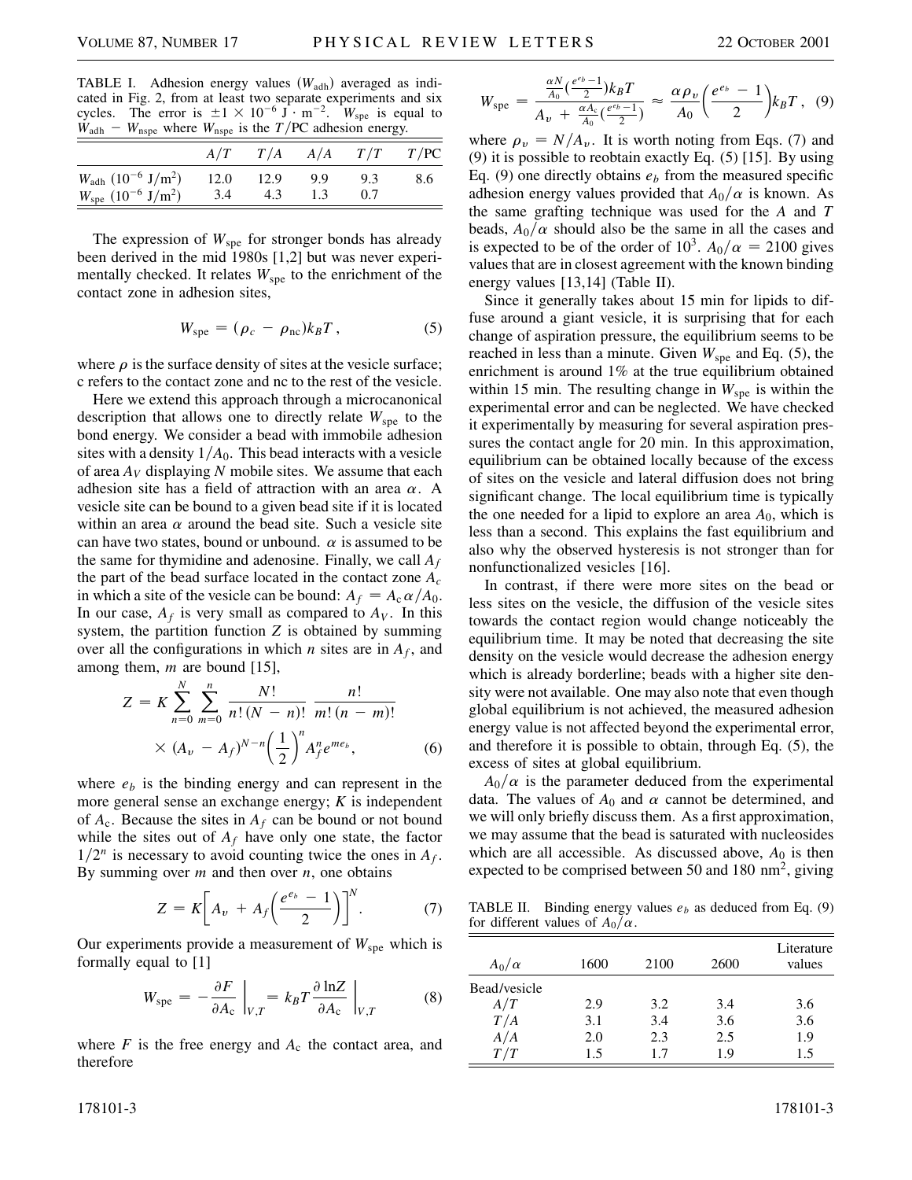TABLE I. Adhesion energy values ($W_{\text{adh}}$) averaged as indicated in Fig. 2, from at least two separate experiments and six cycles. The error is $\pm 1 \times 10^{-6}$ J · m$^{-2}$. $W_{\text{spe}}$ is equal to $W_{\text{adh}} - W_{\text{nspe}}$ where $W_{\text{nspe}}$ is the $T$/PC adhesion energy.

| | $A/T$ | $T/A$ | $A/A$ | $T/T$ | $T$/PC |
|---|---|---|---|---|---|
| $W_{\text{adh}}$ ($10^{-6}$ J/m$^2$) | 12.0 | 12.9 | 9.9 | 9.3 | 8.6 |
| $W_{\text{spe}}$ ($10^{-6}$ J/m$^2$) | 3.4 | 4.3 | 1.3 | 0.7 | |

The expression of $W_{\text{spe}}$ for stronger bonds has already been derived in the mid 1980s [1,2] but was never experimentally checked. It relates $W_{\text{spe}}$ to the enrichment of the contact zone in adhesion sites,

$$W_{\text{spe}} = (\rho_c - \rho_{\text{nc}})k_B T, \tag{5}$$

where $\rho$ is the surface density of sites at the vesicle surface; c refers to the contact zone and nc to the rest of the vesicle.

Here we extend this approach through a microcanonical description that allows one to directly relate $W_{\text{spe}}$ to the bond energy. We consider a bead with immobile adhesion sites with a density $1/A_0$. This bead interacts with a vesicle of area $A_V$ displaying $N$ mobile sites. We assume that each adhesion site has a field of attraction with an area $\alpha$. A vesicle site can be bound to a given bead site if it is located within an area $\alpha$ around the bead site. Such a vesicle site can have two states, bound or unbound. $\alpha$ is assumed to be the same for thymidine and adenosine. Finally, we call $A_f$ the part of the bead surface located in the contact zone $A_c$ in which a site of the vesicle can be bound: $A_f = A_c \alpha / A_0$. In our case, $A_f$ is very small as compared to $A_V$. In this system, the partition function $Z$ is obtained by summing over all the configurations in which $n$ sites are in $A_f$, and among them, $m$ are bound [15],

$$Z = K \sum_{n=0}^{N} \sum_{m=0}^{n} \frac{N!}{n!\,(N-n)!} \frac{n!}{m!\,(n-m)!} \times (A_v - A_f)^{N-n} \left(\frac{1}{2}\right)^n A_f^n e^{m e_b}, \tag{6}$$

where $e_b$ is the binding energy and can represent in the more general sense an exchange energy; $K$ is independent of $A_c$. Because the sites in $A_f$ can be bound or not bound while the sites out of $A_f$ have only one state, the factor $1/2^n$ is necessary to avoid counting twice the ones in $A_f$. By summing over $m$ and then over $n$, one obtains

$$Z = K\left[A_v + A_f\left(\frac{e^{e_b} - 1}{2}\right)\right]^N. \tag{7}$$

Our experiments provide a measurement of $W_{\text{spe}}$ which is formally equal to [1]

$$W_{\text{spe}} = -\frac{\partial F}{\partial A_c}\bigg|_{V,T} = k_B T \frac{\partial \ln Z}{\partial A_c}\bigg|_{V,T} \tag{8}$$

where $F$ is the free energy and $A_c$ the contact area, and therefore

$$W_{\text{spe}} = \frac{\frac{\alpha N}{A_0}\left(\frac{e^{e_b}-1}{2}\right)k_B T}{A_v + \frac{\alpha A_c}{A_0}\left(\frac{e^{e_b}-1}{2}\right)} \approx \frac{\alpha \rho_v}{A_0}\left(\frac{e^{e_b} - 1}{2}\right)k_B T, \tag{9}$$

where $\rho_v = N/A_v$. It is worth noting from Eqs. (7) and (9) it is possible to reobtain exactly Eq. (5) [15]. By using Eq. (9) one directly obtains $e_b$ from the measured specific adhesion energy values provided that $A_0/\alpha$ is known. As the same grafting technique was used for the $A$ and $T$ beads, $A_0/\alpha$ should also be the same in all the cases and is expected to be of the order of $10^3$. $A_0/\alpha = 2100$ gives values that are in closest agreement with the known binding energy values [13,14] (Table II).

Since it generally takes about 15 min for lipids to diffuse around a giant vesicle, it is surprising that for each change of aspiration pressure, the equilibrium seems to be reached in less than a minute. Given $W_{\text{spe}}$ and Eq. (5), the enrichment is around 1% at the true equilibrium obtained within 15 min. The resulting change in $W_{\text{spe}}$ is within the experimental error and can be neglected. We have checked it experimentally by measuring for several aspiration pressures the contact angle for 20 min. In this approximation, equilibrium can be obtained locally because of the excess of sites on the vesicle and lateral diffusion does not bring significant change. The local equilibrium time is typically the one needed for a lipid to explore an area $A_0$, which is less than a second. This explains the fast equilibrium and also why the observed hysteresis is not stronger than for nonfunctionalized vesicles [16].

In contrast, if there were more sites on the bead or less sites on the vesicle, the diffusion of the vesicle sites towards the contact region would change noticeably the equilibrium time. It may be noted that decreasing the site density on the vesicle would decrease the adhesion energy which is already borderline; beads with a higher site density were not available. One may also note that even though global equilibrium is not achieved, the measured adhesion energy value is not affected beyond the experimental error, and therefore it is possible to obtain, through Eq. (5), the excess of sites at global equilibrium.

$A_0/\alpha$ is the parameter deduced from the experimental data. The values of $A_0$ and $\alpha$ cannot be determined, and we will only briefly discuss them. As a first approximation, we may assume that the bead is saturated with nucleosides which are all accessible. As discussed above, $A_0$ is then expected to be comprised between 50 and 180 nm$^2$, giving

TABLE II. Binding energy values $e_b$ as deduced from Eq. (9) for different values of $A_0/\alpha$.

| $A_0/\alpha$ | 1600 | 2100 | 2600 | Literature values |
|---|---|---|---|---|
| Bead/vesicle | | | | |
| $A/T$ | 2.9 | 3.2 | 3.4 | 3.6 |
| $T/A$ | 3.1 | 3.4 | 3.6 | 3.6 |
| $A/A$ | 2.0 | 2.3 | 2.5 | 1.9 |
| $T/T$ | 1.5 | 1.7 | 1.9 | 1.5 |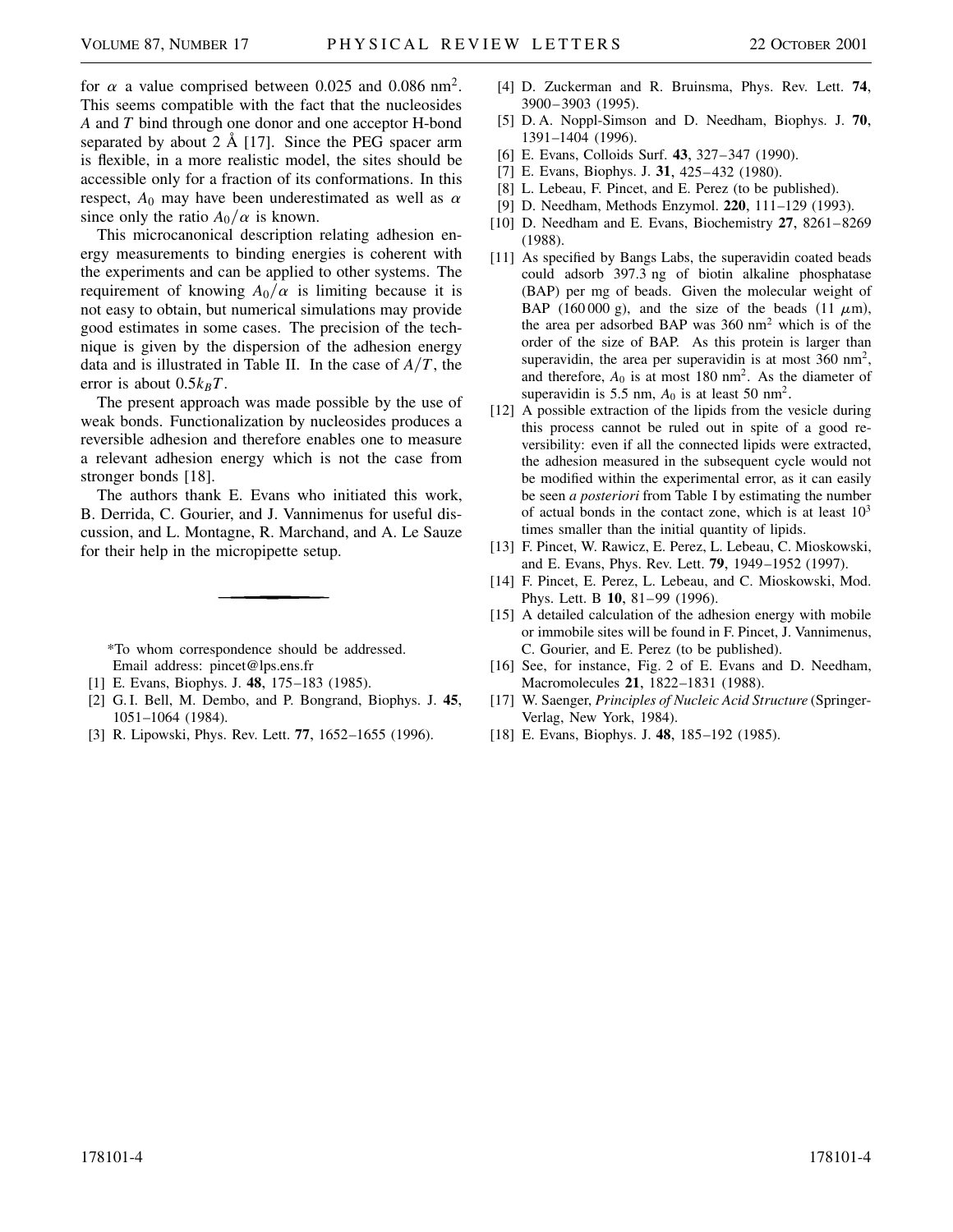for $\alpha$ a value comprised between 0.025 and 0.086 nm$^2$. This seems compatible with the fact that the nucleosides $A$ and $T$ bind through one donor and one acceptor H-bond separated by about 2 Å [17]. Since the PEG spacer arm is flexible, in a more realistic model, the sites should be accessible only for a fraction of its conformations. In this respect, $A_0$ may have been underestimated as well as $\alpha$ since only the ratio $A_0/\alpha$ is known.

This microcanonical description relating adhesion energy measurements to binding energies is coherent with the experiments and can be applied to other systems. The requirement of knowing $A_0/\alpha$ is limiting because it is not easy to obtain, but numerical simulations may provide good estimates in some cases. The precision of the technique is given by the dispersion of the adhesion energy data and is illustrated in Table II. In the case of $A/T$, the error is about $0.5k_BT$.

The present approach was made possible by the use of weak bonds. Functionalization by nucleosides produces a reversible adhesion and therefore enables one to measure a relevant adhesion energy which is not the case from stronger bonds [18].

The authors thank E. Evans who initiated this work, B. Derrida, C. Gourier, and J. Vannimenus for useful discussion, and L. Montagne, R. Marchand, and A. Le Sauze for their help in the micropipette setup.

---

*To whom correspondence should be addressed. Email address: pincet@lps.ens.fr

[1] E. Evans, Biophys. J. **48**, 175–183 (1985).

[2] G. I. Bell, M. Dembo, and P. Bongrand, Biophys. J. **45**, 1051–1064 (1984).

[3] R. Lipowski, Phys. Rev. Lett. **77**, 1652–1655 (1996).

[4] D. Zuckerman and R. Bruinsma, Phys. Rev. Lett. **74**, 3900–3903 (1995).

[5] D. A. Noppl-Simson and D. Needham, Biophys. J. **70**, 1391–1404 (1996).

[6] E. Evans, Colloids Surf. **43**, 327–347 (1990).

[7] E. Evans, Biophys. J. **31**, 425–432 (1980).

[8] L. Lebeau, F. Pincet, and E. Perez (to be published).

[9] D. Needham, Methods Enzymol. **220**, 111–129 (1993).

[10] D. Needham and E. Evans, Biochemistry **27**, 8261–8269 (1988).

[11] As specified by Bangs Labs, the superavidin coated beads could adsorb 397.3 ng of biotin alkaline phosphatase (BAP) per mg of beads. Given the molecular weight of BAP (160 000 g), and the size of the beads (11 $\mu$m), the area per adsorbed BAP was 360 nm$^2$ which is of the order of the size of BAP. As this protein is larger than superavidin, the area per superavidin is at most 360 nm$^2$, and therefore, $A_0$ is at most 180 nm$^2$. As the diameter of superavidin is 5.5 nm, $A_0$ is at least 50 nm$^2$.

[12] A possible extraction of the lipids from the vesicle during this process cannot be ruled out in spite of a good reversibility: even if all the connected lipids were extracted, the adhesion measured in the subsequent cycle would not be modified within the experimental error, as it can easily be seen *a posteriori* from Table I by estimating the number of actual bonds in the contact zone, which is at least $10^3$ times smaller than the initial quantity of lipids.

[13] F. Pincet, W. Rawicz, E. Perez, L. Lebeau, C. Mioskowski, and E. Evans, Phys. Rev. Lett. **79**, 1949–1952 (1997).

[14] F. Pincet, E. Perez, L. Lebeau, and C. Mioskowski, Mod. Phys. Lett. B **10**, 81–99 (1996).

[15] A detailed calculation of the adhesion energy with mobile or immobile sites will be found in F. Pincet, J. Vannimenus, C. Gourier, and E. Perez (to be published).

[16] See, for instance, Fig. 2 of E. Evans and D. Needham, Macromolecules **21**, 1822–1831 (1988).

[17] W. Saenger, *Principles of Nucleic Acid Structure* (Springer-Verlag, New York, 1984).

[18] E. Evans, Biophys. J. **48**, 185–192 (1985).